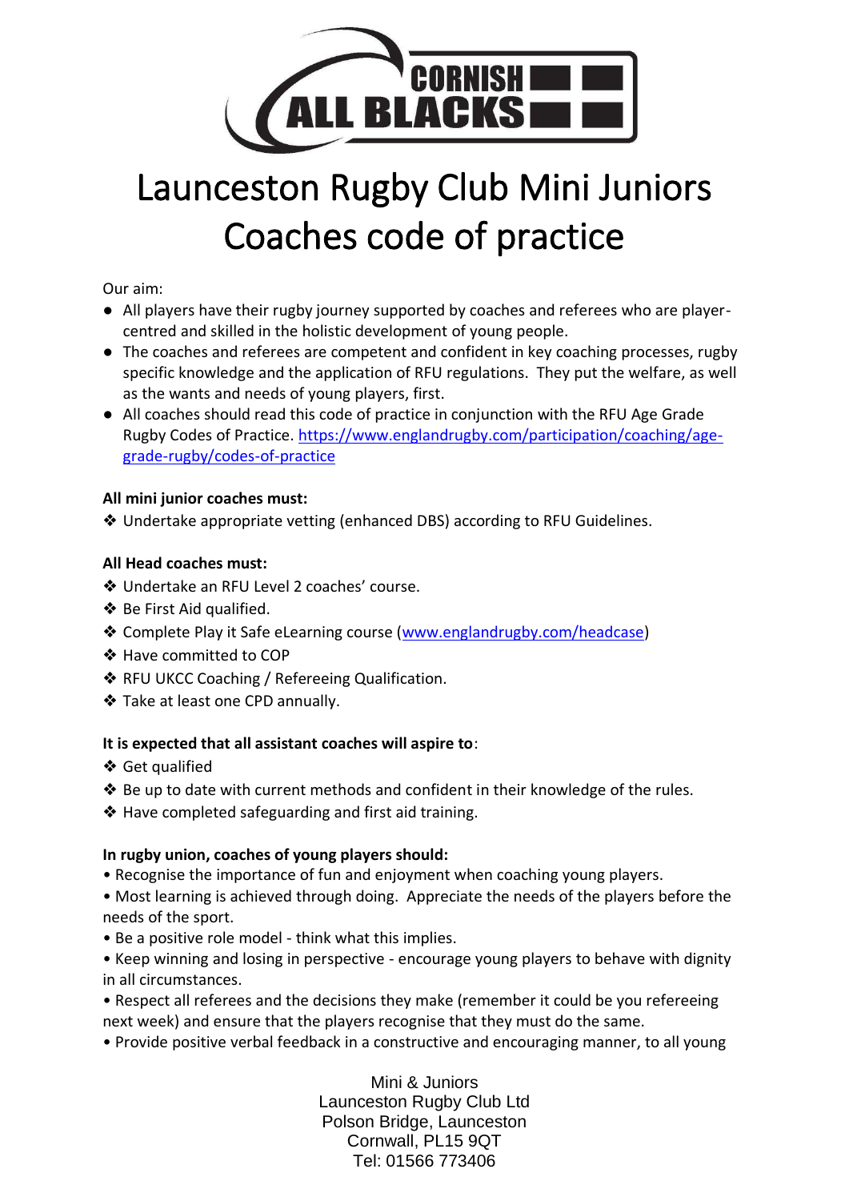# Launceston Rugby Club Mini Juniors Coaches code of practice

Our aim:

- All players have their rugby journey supported by coaches and referees who are player-centred and skilled in the holistic development of young people.
- The coaches and referees are competent and confident in key coaching processes, rugby specific knowledge and the application of RFU regulations. They put the welfare, as well as the wants and needs of young players, first.
- All coaches should read this code of practice in conjunction with the RFU Age Grade Rugby Codes of Practice. [https://www.englandrugby.com/participation/coaching/age-grade-rugby/codes-of-practice](https://www.englandrugby.com/participation/coaching/age-grade-rugby/codes-of-practice)

**All mini junior coaches must:**

- Undertake appropriate vetting (enhanced DBS) according to RFU Guidelines.

**All Head coaches must:**

- Undertake an RFU Level 2 coaches' course.
- Be First Aid qualified.
- Complete Play it Safe eLearning course ([www.englandrugby.com/headcase](www.englandrugby.com/headcase))
- Have committed to COP
- RFU UKCC Coaching / Refereeing Qualification.
- Take at least one CPD annually.

**It is expected that all assistant coaches will aspire to**:

- Get qualified
- Be up to date with current methods and confident in their knowledge of the rules.
- Have completed safeguarding and first aid training.

**In rugby union, coaches of young players should:**

- Recognise the importance of fun and enjoyment when coaching young players.
- Most learning is achieved through doing. Appreciate the needs of the players before the needs of the sport.
- Be a positive role model - think what this implies.
- Keep winning and losing in perspective - encourage young players to behave with dignity in all circumstances.
- Respect all referees and the decisions they make (remember it could be you refereeing next week) and ensure that the players recognise that they must do the same.
- Provide positive verbal feedback in a constructive and encouraging manner, to all young

Mini & Juniors
Launceston Rugby Club Ltd
Polson Bridge, Launceston
Cornwall, PL15 9QT
Tel: 01566 773406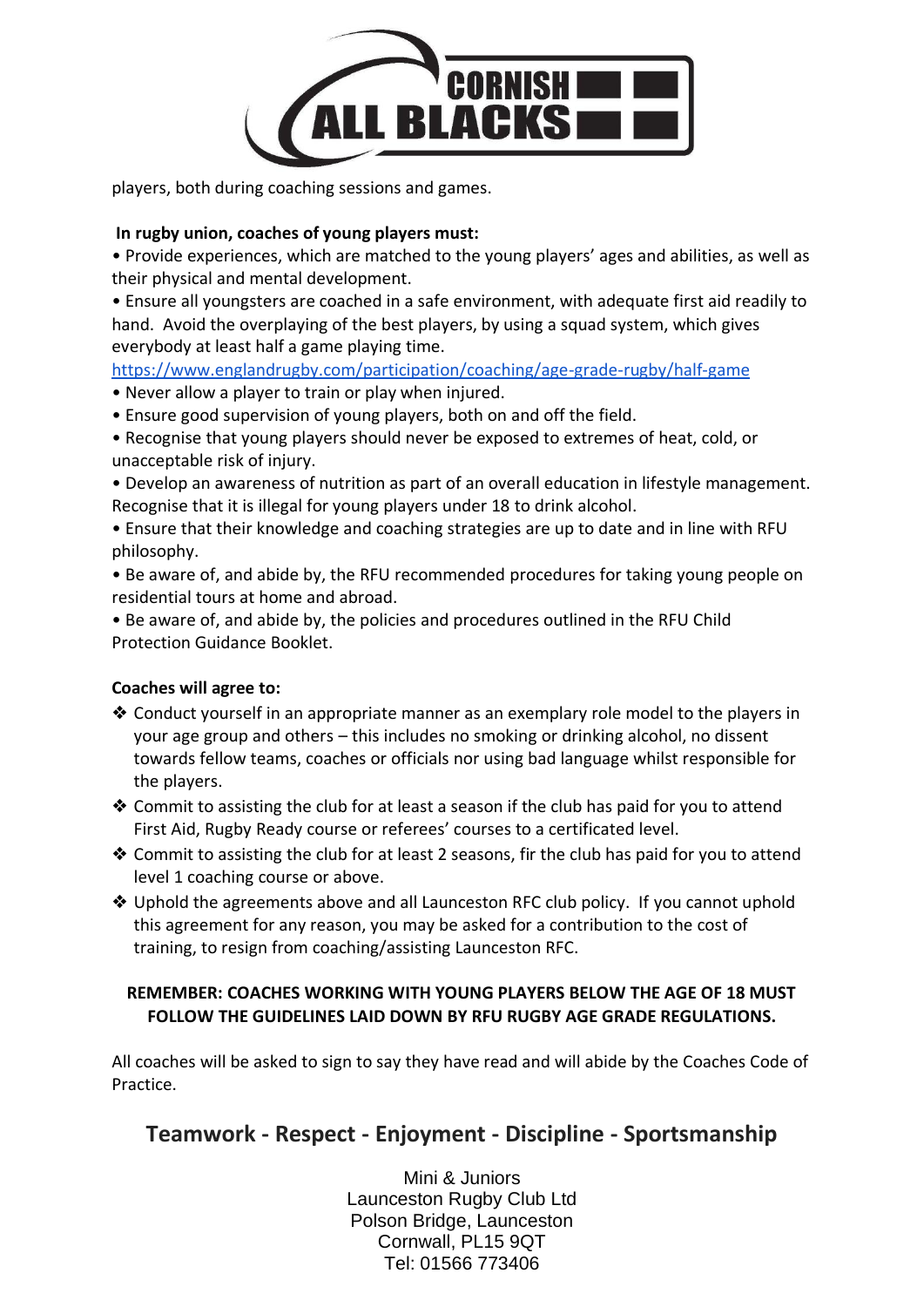players, both during coaching sessions and games.

**In rugby union, coaches of young players must:**

- Provide experiences, which are matched to the young players' ages and abilities, as well as their physical and mental development.
- Ensure all youngsters are coached in a safe environment, with adequate first aid readily to hand. Avoid the overplaying of the best players, by using a squad system, which gives everybody at least half a game playing time. https://www.englandrugby.com/participation/coaching/age-grade-rugby/half-game
- Never allow a player to train or play when injured.
- Ensure good supervision of young players, both on and off the field.
- Recognise that young players should never be exposed to extremes of heat, cold, or unacceptable risk of injury.
- Develop an awareness of nutrition as part of an overall education in lifestyle management. Recognise that it is illegal for young players under 18 to drink alcohol.
- Ensure that their knowledge and coaching strategies are up to date and in line with RFU philosophy.
- Be aware of, and abide by, the RFU recommended procedures for taking young people on residential tours at home and abroad.
- Be aware of, and abide by, the policies and procedures outlined in the RFU Child Protection Guidance Booklet.

**Coaches will agree to:**

- Conduct yourself in an appropriate manner as an exemplary role model to the players in your age group and others – this includes no smoking or drinking alcohol, no dissent towards fellow teams, coaches or officials nor using bad language whilst responsible for the players.
- Commit to assisting the club for at least a season if the club has paid for you to attend First Aid, Rugby Ready course or referees' courses to a certificated level.
- Commit to assisting the club for at least 2 seasons, fir the club has paid for you to attend level 1 coaching course or above.
- Uphold the agreements above and all Launceston RFC club policy. If you cannot uphold this agreement for any reason, you may be asked for a contribution to the cost of training, to resign from coaching/assisting Launceston RFC.

**REMEMBER: COACHES WORKING WITH YOUNG PLAYERS BELOW THE AGE OF 18 MUST FOLLOW THE GUIDELINES LAID DOWN BY RFU RUGBY AGE GRADE REGULATIONS.**

All coaches will be asked to sign to say they have read and will abide by the Coaches Code of Practice.

## Teamwork - Respect - Enjoyment - Discipline - Sportsmanship

Mini & Juniors
Launceston Rugby Club Ltd
Polson Bridge, Launceston
Cornwall, PL15 9QT
Tel: 01566 773406